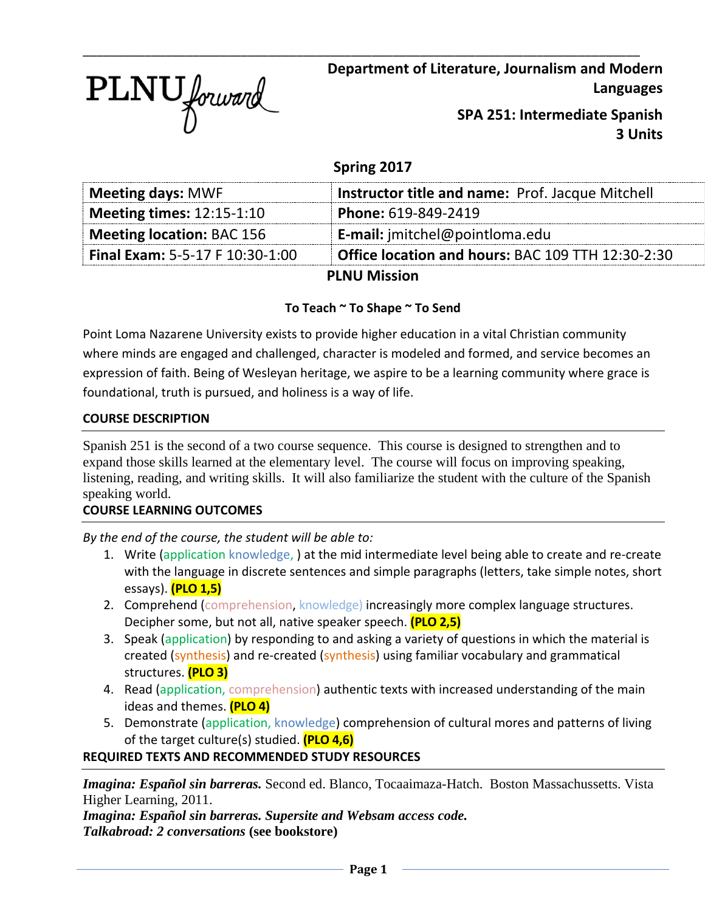PLNU forward

**Department of Literature, Journalism and Modern Languages**

**SPA 251: Intermediate Spanish**
**3 Units**

**Spring 2017**

| **Meeting days:** MWF | **Instructor title and name:** Prof. Jacque Mitchell |
|---|---|
| **Meeting times:** 12:15-1:10 | **Phone:** 619-849-2419 |
| **Meeting location:** BAC 156 | **E-mail:** jmitchel@pointloma.edu |
| **Final Exam:** 5-5-17 F 10:30-1:00 | **Office location and hours:** BAC 109 TTH 12:30-2:30 |

## PLNU Mission

**To Teach ~ To Shape ~ To Send**

Point Loma Nazarene University exists to provide higher education in a vital Christian community where minds are engaged and challenged, character is modeled and formed, and service becomes an expression of faith. Being of Wesleyan heritage, we aspire to be a learning community where grace is foundational, truth is pursued, and holiness is a way of life.

### COURSE DESCRIPTION

Spanish 251 is the second of a two course sequence. This course is designed to strengthen and to expand those skills learned at the elementary level. The course will focus on improving speaking, listening, reading, and writing skills. It will also familiarize the student with the culture of the Spanish speaking world.

### COURSE LEARNING OUTCOMES

*By the end of the course, the student will be able to:*

1. Write (application knowledge, ) at the mid intermediate level being able to create and re-create with the language in discrete sentences and simple paragraphs (letters, take simple notes, short essays). **(PLO 1,5)**
2. Comprehend (comprehension, knowledge) increasingly more complex language structures. Decipher some, but not all, native speaker speech. **(PLO 2,5)**
3. Speak (application) by responding to and asking a variety of questions in which the material is created (synthesis) and re-created (synthesis) using familiar vocabulary and grammatical structures. **(PLO 3)**
4. Read (application, comprehension) authentic texts with increased understanding of the main ideas and themes. **(PLO 4)**
5. Demonstrate (application, knowledge) comprehension of cultural mores and patterns of living of the target culture(s) studied. **(PLO 4,6)**

### REQUIRED TEXTS AND RECOMMENDED STUDY RESOURCES

***Imagina: Español sin barreras.*** Second ed. Blanco, Tocaaimaza-Hatch. Boston Massachussetts. Vista Higher Learning, 2011.
***Imagina: Español sin barreras. Supersite and Websam access code.***
***Talkabroad: 2 conversations* (see bookstore)**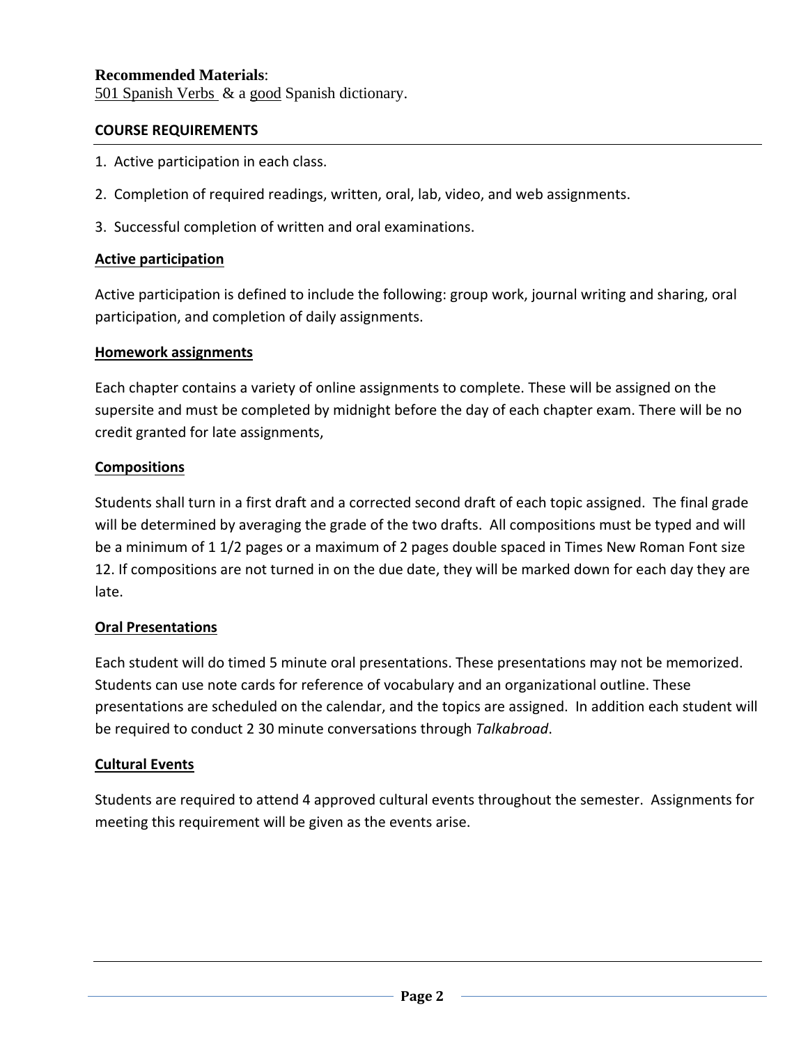**Recommended Materials**:
501 Spanish Verbs & a good Spanish dictionary.

**COURSE REQUIREMENTS**

1. Active participation in each class.
2. Completion of required readings, written, oral, lab, video, and web assignments.
3. Successful completion of written and oral examinations.

**Active participation**

Active participation is defined to include the following: group work, journal writing and sharing, oral participation, and completion of daily assignments.

**Homework assignments**

Each chapter contains a variety of online assignments to complete. These will be assigned on the supersite and must be completed by midnight before the day of each chapter exam. There will be no credit granted for late assignments,

**Compositions**

Students shall turn in a first draft and a corrected second draft of each topic assigned. The final grade will be determined by averaging the grade of the two drafts. All compositions must be typed and will be a minimum of 1 1/2 pages or a maximum of 2 pages double spaced in Times New Roman Font size 12. If compositions are not turned in on the due date, they will be marked down for each day they are late.

**Oral Presentations**

Each student will do timed 5 minute oral presentations. These presentations may not be memorized. Students can use note cards for reference of vocabulary and an organizational outline. These presentations are scheduled on the calendar, and the topics are assigned. In addition each student will be required to conduct 2 30 minute conversations through *Talkabroad*.

**Cultural Events**

Students are required to attend 4 approved cultural events throughout the semester. Assignments for meeting this requirement will be given as the events arise.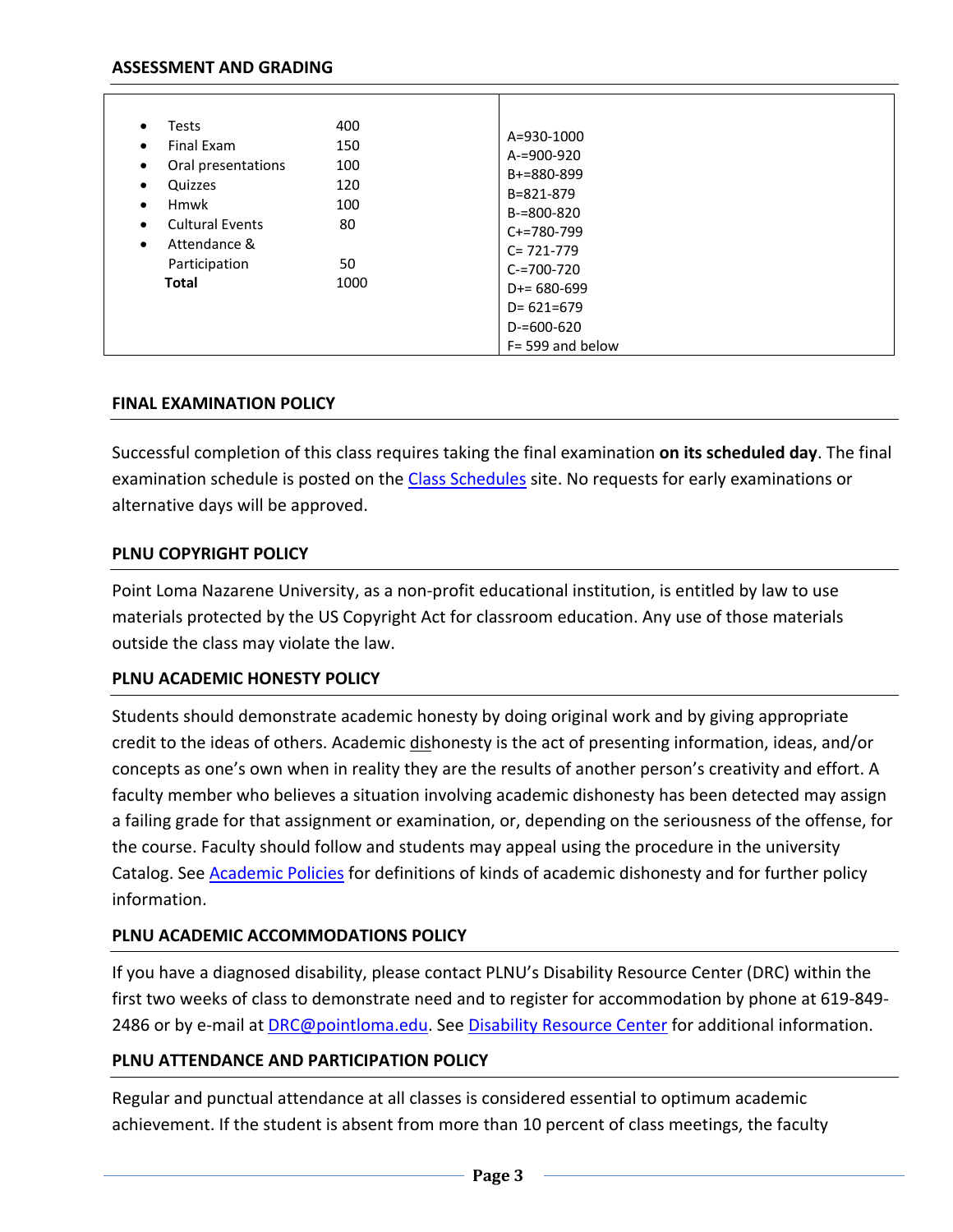## ASSESSMENT AND GRADING

| | |
|---|---|
| • Tests 400<br>• Final Exam 150<br>• Oral presentations 100<br>• Quizzes 120<br>• Hmwk 100<br>• Cultural Events 80<br>• Attendance & Participation 50<br>**Total** 1000 | A=930-1000<br>A-=900-920<br>B+=880-899<br>B=821-879<br>B-=800-820<br>C+=780-799<br>C= 721-779<br>C-=700-720<br>D+= 680-699<br>D= 621=679<br>D-=600-620<br>F= 599 and below |

## FINAL EXAMINATION POLICY

Successful completion of this class requires taking the final examination **on its scheduled day**. The final examination schedule is posted on the Class Schedules site. No requests for early examinations or alternative days will be approved.

## PLNU COPYRIGHT POLICY

Point Loma Nazarene University, as a non-profit educational institution, is entitled by law to use materials protected by the US Copyright Act for classroom education. Any use of those materials outside the class may violate the law.

## PLNU ACADEMIC HONESTY POLICY

Students should demonstrate academic honesty by doing original work and by giving appropriate credit to the ideas of others. Academic dishonesty is the act of presenting information, ideas, and/or concepts as one's own when in reality they are the results of another person's creativity and effort. A faculty member who believes a situation involving academic dishonesty has been detected may assign a failing grade for that assignment or examination, or, depending on the seriousness of the offense, for the course. Faculty should follow and students may appeal using the procedure in the university Catalog. See Academic Policies for definitions of kinds of academic dishonesty and for further policy information.

## PLNU ACADEMIC ACCOMMODATIONS POLICY

If you have a diagnosed disability, please contact PLNU's Disability Resource Center (DRC) within the first two weeks of class to demonstrate need and to register for accommodation by phone at 619-849-2486 or by e-mail at DRC@pointloma.edu. See Disability Resource Center for additional information.

## PLNU ATTENDANCE AND PARTICIPATION POLICY

Regular and punctual attendance at all classes is considered essential to optimum academic achievement. If the student is absent from more than 10 percent of class meetings, the faculty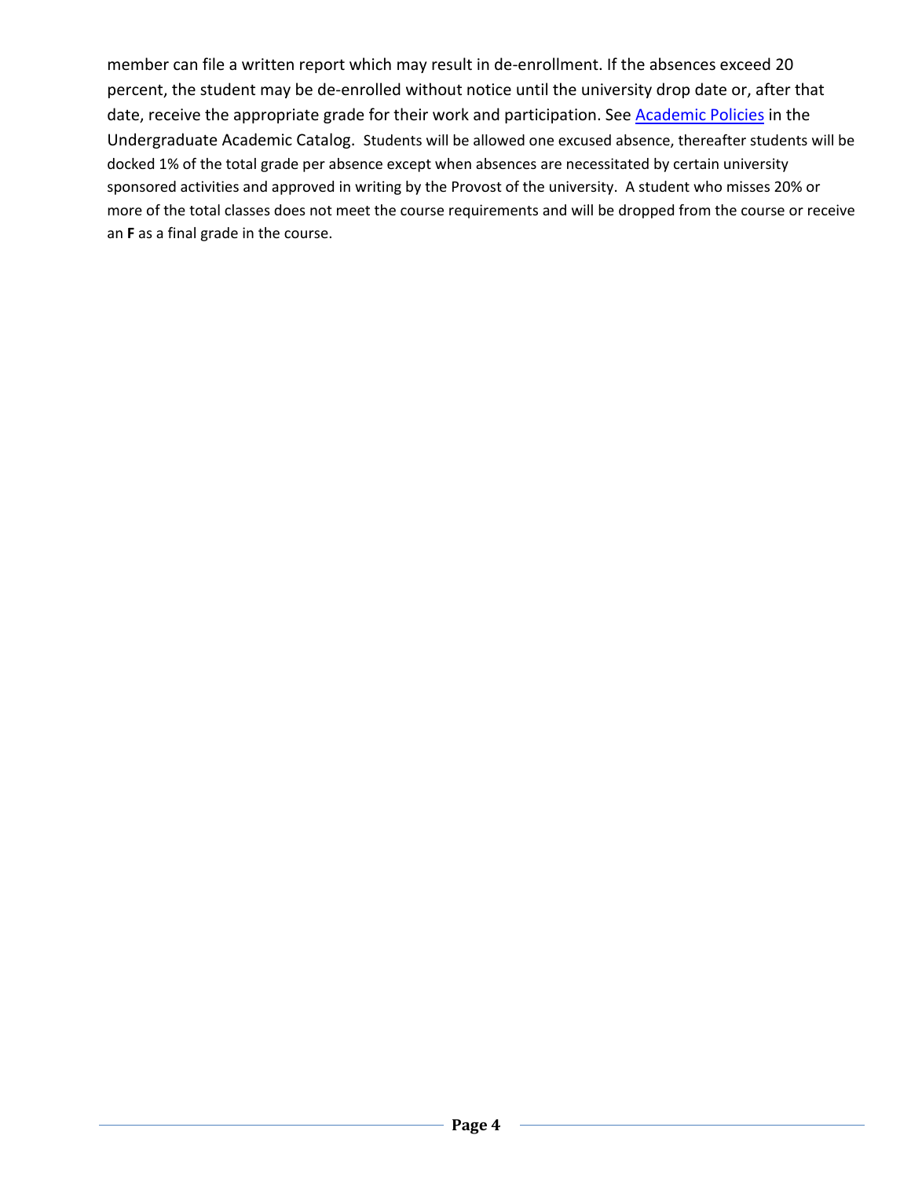member can file a written report which may result in de-enrollment. If the absences exceed 20 percent, the student may be de-enrolled without notice until the university drop date or, after that date, receive the appropriate grade for their work and participation. See Academic Policies in the Undergraduate Academic Catalog. Students will be allowed one excused absence, thereafter students will be docked 1% of the total grade per absence except when absences are necessitated by certain university sponsored activities and approved in writing by the Provost of the university. A student who misses 20% or more of the total classes does not meet the course requirements and will be dropped from the course or receive an **F** as a final grade in the course.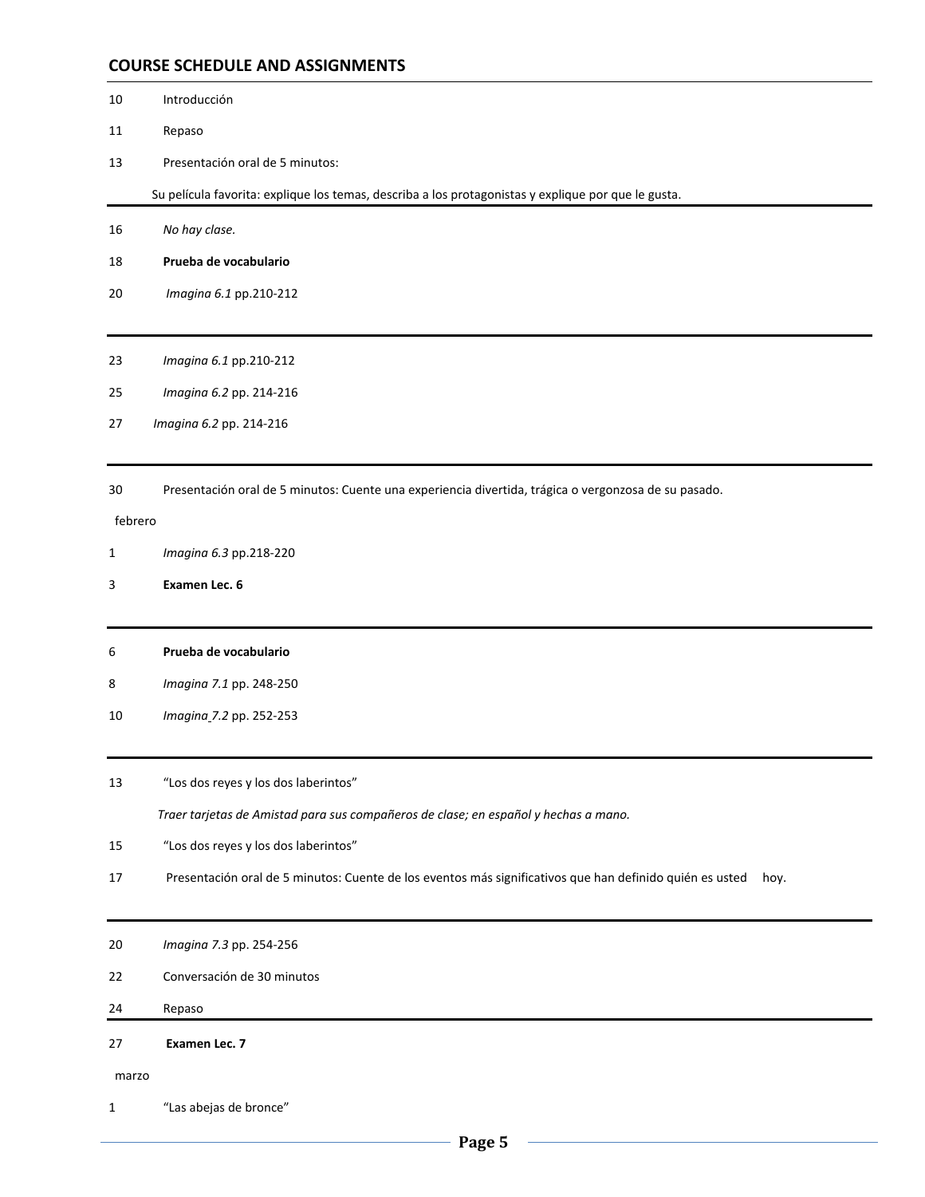## COURSE SCHEDULE AND ASSIGNMENTS

10 Introducción

11 Repaso

13 Presentación oral de 5 minutos:

Su película favorita: explique los temas, describa a los protagonistas y explique por que le gusta.

---

16 *No hay clase.*

18 **Prueba de vocabulario**

20 *Imagina 6.1* pp.210-212

---

23 *Imagina 6.1* pp.210-212

25 *Imagina 6.2* pp. 214-216

27 *Imagina 6.2* pp. 214-216

---

30 Presentación oral de 5 minutos: Cuente una experiencia divertida, trágica o vergonzosa de su pasado.

febrero

1 *Imagina 6.3* pp.218-220

3 **Examen Lec. 6**

---

6 **Prueba de vocabulario**

8 *Imagina 7.1* pp. 248-250

10 *Imagina 7.2* pp. 252-253

---

13 "Los dos reyes y los dos laberintos"

*Traer tarjetas de Amistad para sus compañeros de clase; en español y hechas a mano.*

15 "Los dos reyes y los dos laberintos"

17 Presentación oral de 5 minutos: Cuente de los eventos más significativos que han definido quién es usted hoy.

---

20 *Imagina 7.3* pp. 254-256

22 Conversación de 30 minutos

24 Repaso

---

27 **Examen Lec. 7**

marzo

1 "Las abejas de bronce"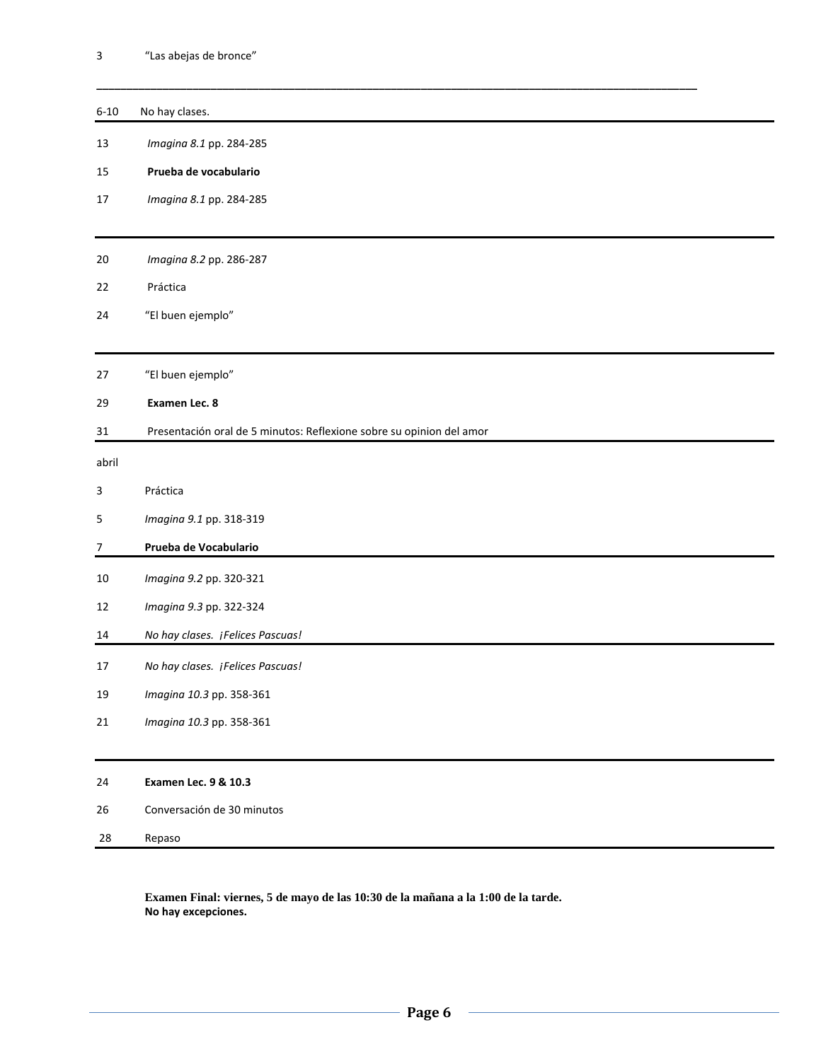| | |
|---|---|
| 3 | “Las abejas de bronce” |
| 6-10 | No hay clases. |
| 13 | *Imagina 8.1* pp. 284-285 |
| 15 | **Prueba de vocabulario** |
| 17 | *Imagina 8.1* pp. 284-285 |
| 20 | *Imagina 8.2* pp. 286-287 |
| 22 | Práctica |
| 24 | “El buen ejemplo” |
| 27 | “El buen ejemplo” |
| 29 | **Examen Lec. 8** |
| 31 | Presentación oral de 5 minutos: Reflexione sobre su opinion del amor |
| abril | |
| 3 | Práctica |
| 5 | *Imagina 9.1* pp. 318-319 |
| 7 | **Prueba de Vocabulario** |
| 10 | *Imagina 9.2* pp. 320-321 |
| 12 | *Imagina 9.3* pp. 322-324 |
| 14 | *No hay clases. ¡Felices Pascuas!* |
| 17 | *No hay clases. ¡Felices Pascuas!* |
| 19 | *Imagina 10.3* pp. 358-361 |
| 21 | *Imagina 10.3* pp. 358-361 |
| 24 | **Examen Lec. 9 & 10.3** |
| 26 | Conversación de 30 minutos |
| 28 | Repaso |

**Examen Final: viernes, 5 de mayo de las 10:30 de la mañana a la 1:00 de la tarde.**
**No hay excepciones.**